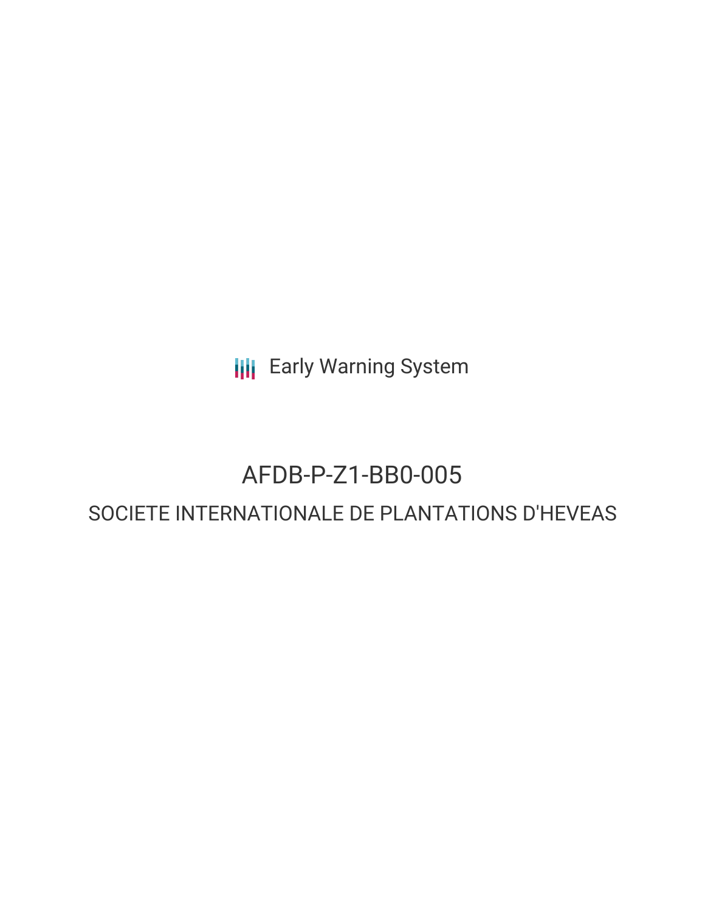Early Warning System

# AFDB-P-Z1-BB0-005

## SOCIETE INTERNATIONALE DE PLANTATIONS D'HEVEAS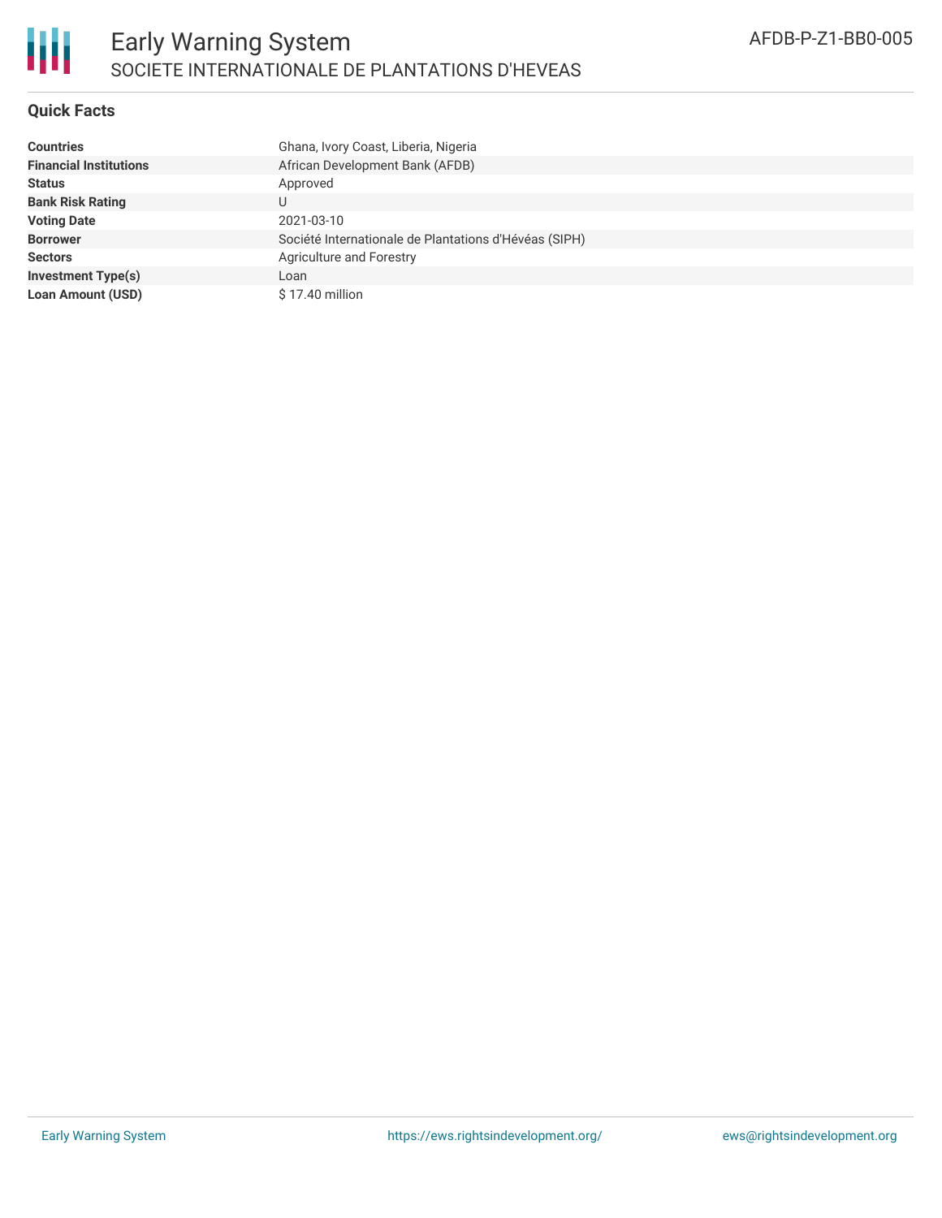# Early Warning System

## SOCIETE INTERNATIONALE DE PLANTATIONS D'HEVEAS

AFDB-P-Z1-BB0-005

### Quick Facts

| | |
|---|---|
| **Countries** | Ghana, Ivory Coast, Liberia, Nigeria |
| **Financial Institutions** | African Development Bank (AFDB) |
| **Status** | Approved |
| **Bank Risk Rating** | U |
| **Voting Date** | 2021-03-10 |
| **Borrower** | Société Internationale de Plantations d'Hévéas (SIPH) |
| **Sectors** | Agriculture and Forestry |
| **Investment Type(s)** | Loan |
| **Loan Amount (USD)** | $ 17.40 million |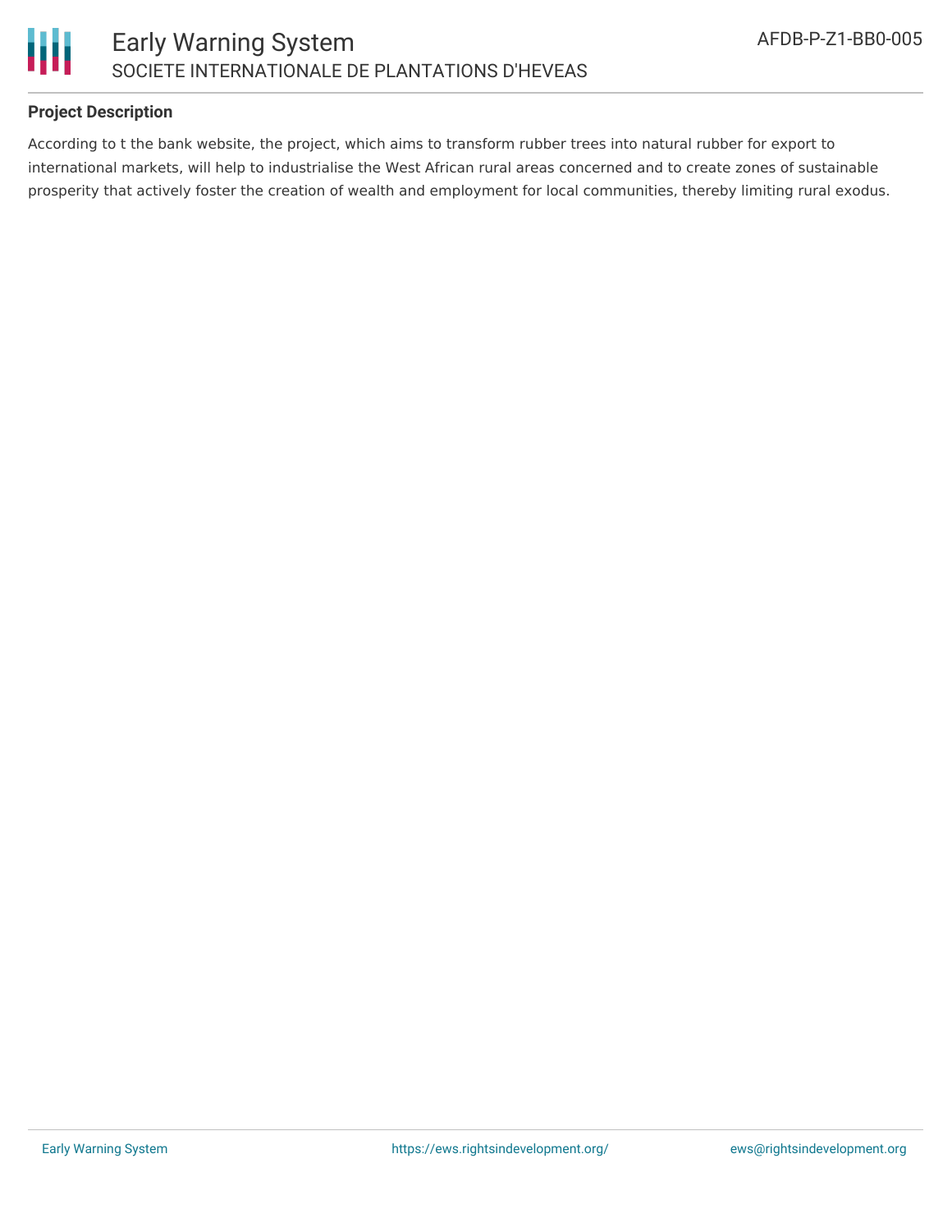### Project Description

According to t the bank website, the project, which aims to transform rubber trees into natural rubber for export to international markets, will help to industrialise the West African rural areas concerned and to create zones of sustainable prosperity that actively foster the creation of wealth and employment for local communities, thereby limiting rural exodus.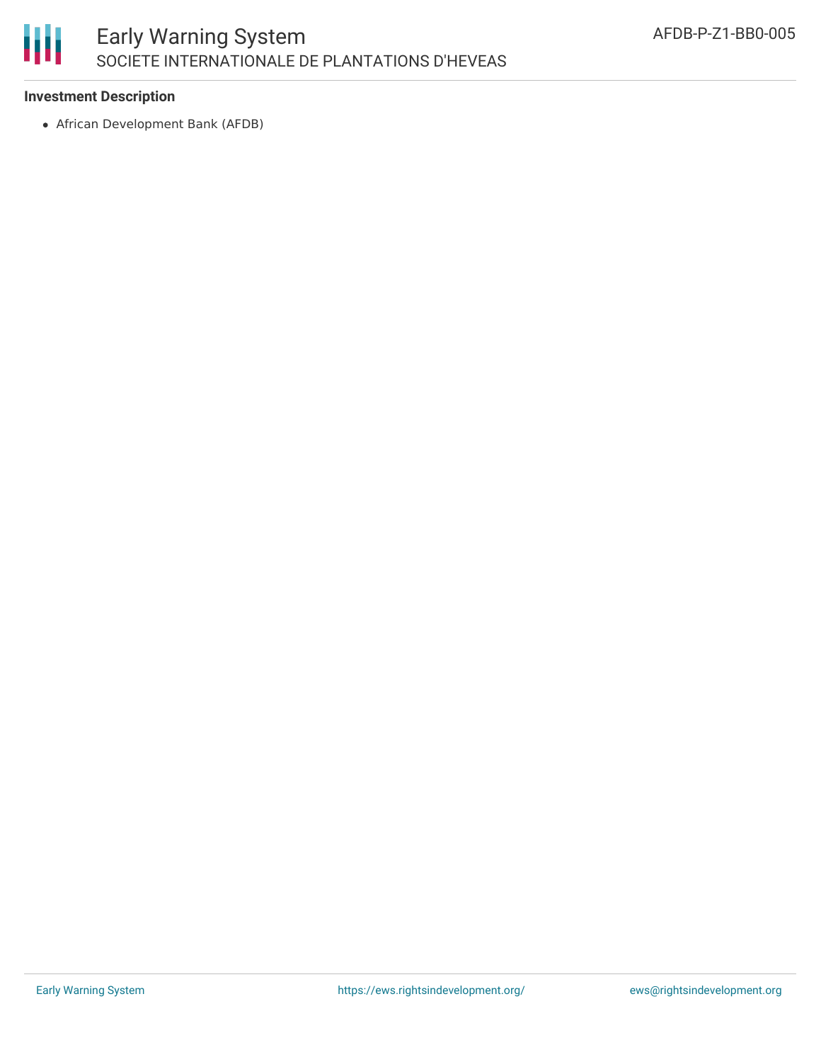**Investment Description**

- African Development Bank (AFDB)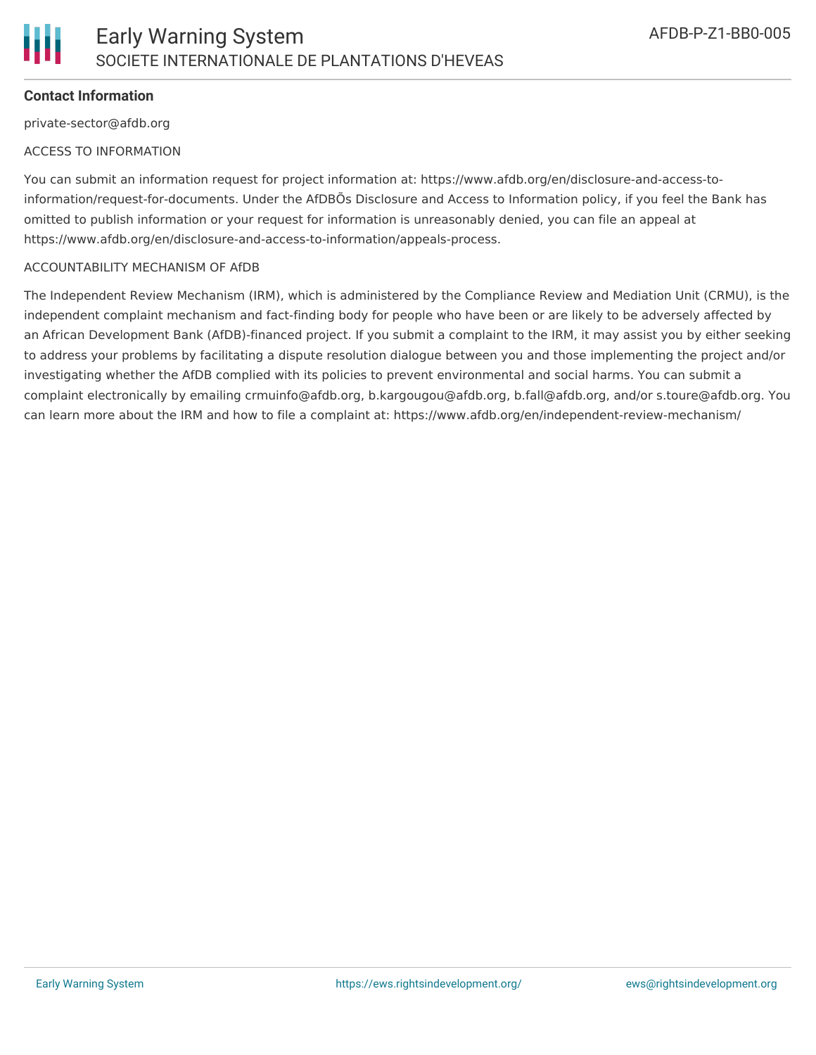**Contact Information**

private-sector@afdb.org

ACCESS TO INFORMATION

You can submit an information request for project information at: https://www.afdb.org/en/disclosure-and-access-to-information/request-for-documents. Under the AfDBÕs Disclosure and Access to Information policy, if you feel the Bank has omitted to publish information or your request for information is unreasonably denied, you can file an appeal at https://www.afdb.org/en/disclosure-and-access-to-information/appeals-process.

ACCOUNTABILITY MECHANISM OF AfDB

The Independent Review Mechanism (IRM), which is administered by the Compliance Review and Mediation Unit (CRMU), is the independent complaint mechanism and fact-finding body for people who have been or are likely to be adversely affected by an African Development Bank (AfDB)-financed project. If you submit a complaint to the IRM, it may assist you by either seeking to address your problems by facilitating a dispute resolution dialogue between you and those implementing the project and/or investigating whether the AfDB complied with its policies to prevent environmental and social harms. You can submit a complaint electronically by emailing crmuinfo@afdb.org, b.kargougou@afdb.org, b.fall@afdb.org, and/or s.toure@afdb.org. You can learn more about the IRM and how to file a complaint at: https://www.afdb.org/en/independent-review-mechanism/